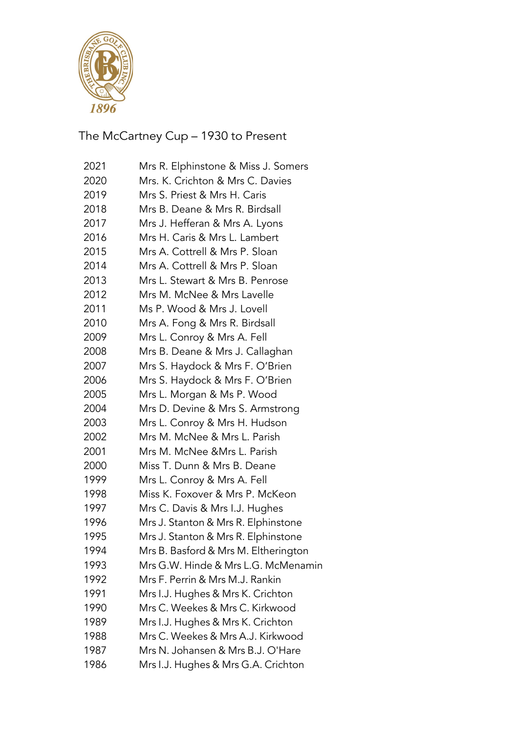The McCartney Cup – 1930 to Present

| | |
|---|---|
| 2021 | Mrs R. Elphinstone & Miss J. Somers |
| 2020 | Mrs. K. Crichton & Mrs C. Davies |
| 2019 | Mrs S. Priest & Mrs H. Caris |
| 2018 | Mrs B. Deane & Mrs R. Birdsall |
| 2017 | Mrs J. Hefferan & Mrs A. Lyons |
| 2016 | Mrs H. Caris & Mrs L. Lambert |
| 2015 | Mrs A. Cottrell & Mrs P. Sloan |
| 2014 | Mrs A. Cottrell & Mrs P. Sloan |
| 2013 | Mrs L. Stewart & Mrs B. Penrose |
| 2012 | Mrs M. McNee & Mrs Lavelle |
| 2011 | Ms P. Wood & Mrs J. Lovell |
| 2010 | Mrs A. Fong & Mrs R. Birdsall |
| 2009 | Mrs L. Conroy & Mrs A. Fell |
| 2008 | Mrs B. Deane & Mrs J. Callaghan |
| 2007 | Mrs S. Haydock & Mrs F. O'Brien |
| 2006 | Mrs S. Haydock & Mrs F. O'Brien |
| 2005 | Mrs L. Morgan & Ms P. Wood |
| 2004 | Mrs D. Devine & Mrs S. Armstrong |
| 2003 | Mrs L. Conroy & Mrs H. Hudson |
| 2002 | Mrs M. McNee & Mrs L. Parish |
| 2001 | Mrs M. McNee &Mrs L. Parish |
| 2000 | Miss T. Dunn & Mrs B. Deane |
| 1999 | Mrs L. Conroy & Mrs A. Fell |
| 1998 | Miss K. Foxover & Mrs P. McKeon |
| 1997 | Mrs C. Davis & Mrs I.J. Hughes |
| 1996 | Mrs J. Stanton & Mrs R. Elphinstone |
| 1995 | Mrs J. Stanton & Mrs R. Elphinstone |
| 1994 | Mrs B. Basford & Mrs M. Eltherington |
| 1993 | Mrs G.W. Hinde & Mrs L.G. McMenamin |
| 1992 | Mrs F. Perrin & Mrs M.J. Rankin |
| 1991 | Mrs I.J. Hughes & Mrs K. Crichton |
| 1990 | Mrs C. Weekes & Mrs C. Kirkwood |
| 1989 | Mrs I.J. Hughes & Mrs K. Crichton |
| 1988 | Mrs C. Weekes & Mrs A.J. Kirkwood |
| 1987 | Mrs N. Johansen & Mrs B.J. O'Hare |
| 1986 | Mrs I.J. Hughes & Mrs G.A. Crichton |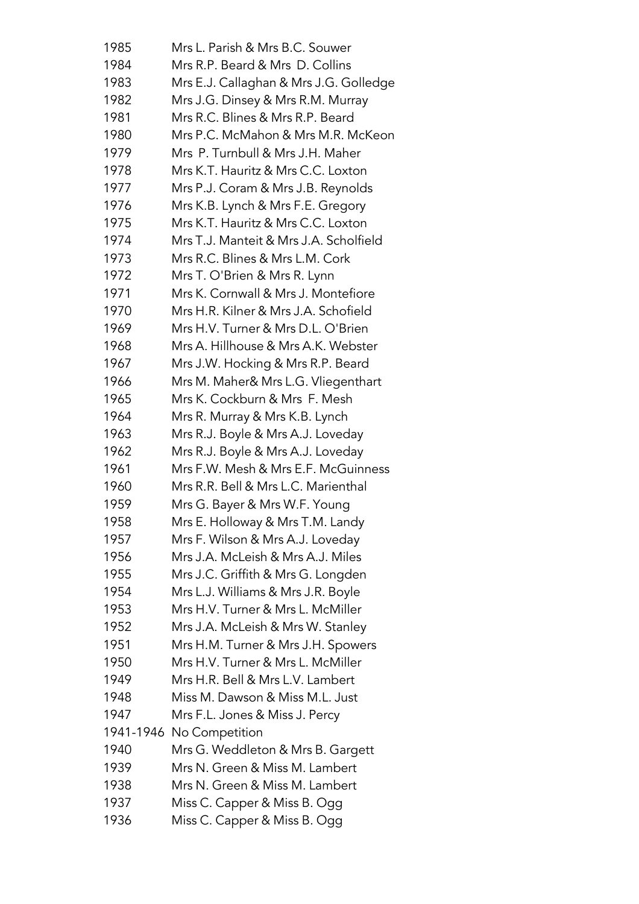| | |
|---|---|
| 1985 | Mrs L. Parish & Mrs B.C. Souwer |
| 1984 | Mrs R.P. Beard & Mrs D. Collins |
| 1983 | Mrs E.J. Callaghan & Mrs J.G. Golledge |
| 1982 | Mrs J.G. Dinsey & Mrs R.M. Murray |
| 1981 | Mrs R.C. Blines & Mrs R.P. Beard |
| 1980 | Mrs P.C. McMahon & Mrs M.R. McKeon |
| 1979 | Mrs P. Turnbull & Mrs J.H. Maher |
| 1978 | Mrs K.T. Hauritz & Mrs C.C. Loxton |
| 1977 | Mrs P.J. Coram & Mrs J.B. Reynolds |
| 1976 | Mrs K.B. Lynch & Mrs F.E. Gregory |
| 1975 | Mrs K.T. Hauritz & Mrs C.C. Loxton |
| 1974 | Mrs T.J. Manteit & Mrs J.A. Scholfield |
| 1973 | Mrs R.C. Blines & Mrs L.M. Cork |
| 1972 | Mrs T. O'Brien & Mrs R. Lynn |
| 1971 | Mrs K. Cornwall & Mrs J. Montefiore |
| 1970 | Mrs H.R. Kilner & Mrs J.A. Schofield |
| 1969 | Mrs H.V. Turner & Mrs D.L. O'Brien |
| 1968 | Mrs A. Hillhouse & Mrs A.K. Webster |
| 1967 | Mrs J.W. Hocking & Mrs R.P. Beard |
| 1966 | Mrs M. Maher& Mrs L.G. Vliegenthart |
| 1965 | Mrs K. Cockburn & Mrs F. Mesh |
| 1964 | Mrs R. Murray & Mrs K.B. Lynch |
| 1963 | Mrs R.J. Boyle & Mrs A.J. Loveday |
| 1962 | Mrs R.J. Boyle & Mrs A.J. Loveday |
| 1961 | Mrs F.W. Mesh & Mrs E.F. McGuinness |
| 1960 | Mrs R.R. Bell & Mrs L.C. Marienthal |
| 1959 | Mrs G. Bayer & Mrs W.F. Young |
| 1958 | Mrs E. Holloway & Mrs T.M. Landy |
| 1957 | Mrs F. Wilson & Mrs A.J. Loveday |
| 1956 | Mrs J.A. McLeish & Mrs A.J. Miles |
| 1955 | Mrs J.C. Griffith & Mrs G. Longden |
| 1954 | Mrs L.J. Williams & Mrs J.R. Boyle |
| 1953 | Mrs H.V. Turner & Mrs L. McMiller |
| 1952 | Mrs J.A. McLeish & Mrs W. Stanley |
| 1951 | Mrs H.M. Turner & Mrs J.H. Spowers |
| 1950 | Mrs H.V. Turner & Mrs L. McMiller |
| 1949 | Mrs H.R. Bell & Mrs L.V. Lambert |
| 1948 | Miss M. Dawson & Miss M.L. Just |
| 1947 | Mrs F.L. Jones & Miss J. Percy |
| 1941-1946 | No Competition |
| 1940 | Mrs G. Weddleton & Mrs B. Gargett |
| 1939 | Mrs N. Green & Miss M. Lambert |
| 1938 | Mrs N. Green & Miss M. Lambert |
| 1937 | Miss C. Capper & Miss B. Ogg |
| 1936 | Miss C. Capper & Miss B. Ogg |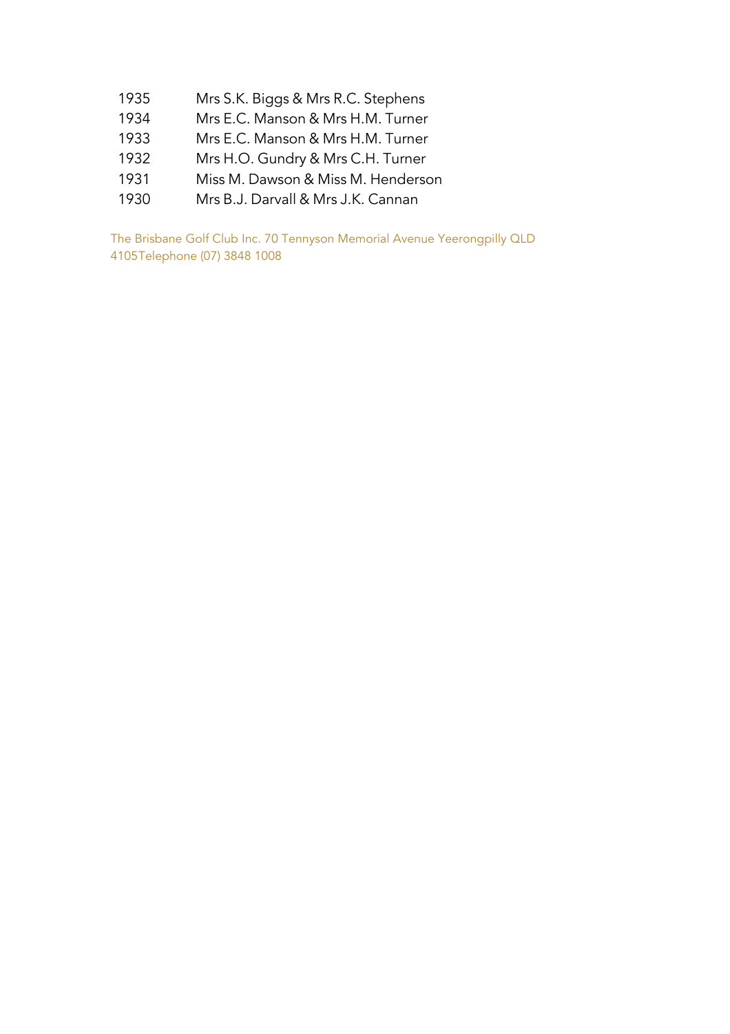| | |
|---|---|
| 1935 | Mrs S.K. Biggs & Mrs R.C. Stephens |
| 1934 | Mrs E.C. Manson & Mrs H.M. Turner |
| 1933 | Mrs E.C. Manson & Mrs H.M. Turner |
| 1932 | Mrs H.O. Gundry & Mrs C.H. Turner |
| 1931 | Miss M. Dawson & Miss M. Henderson |
| 1930 | Mrs B.J. Darvall & Mrs J.K. Cannan |

The Brisbane Golf Club Inc. 70 Tennyson Memorial Avenue Yeerongpilly QLD 4105Telephone (07) 3848 1008